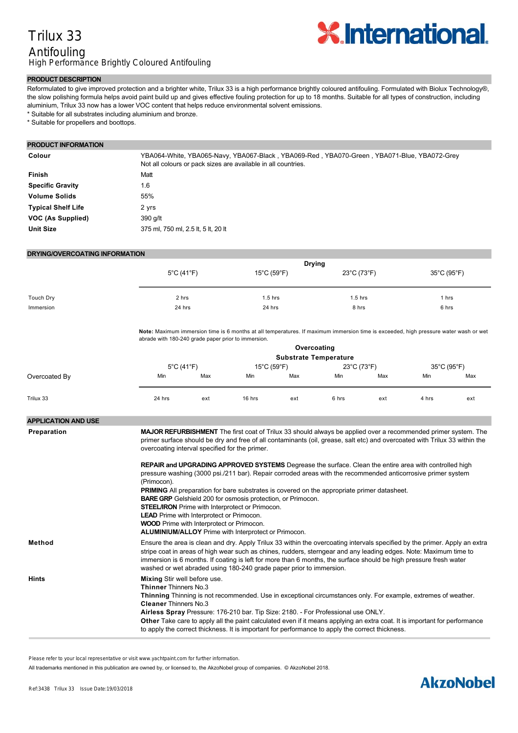# Trilux 33

## Antifouling

High Performance Brightly Coloured Antifouling

### PRODUCT DESCRIPTION

Reformulated to give improved protection and a brighter white, Trilux 33 is a high performance brightly coloured antifouling. Formulated with Biolux Technology®, the slow polishing formula helps avoid paint build up and gives effective fouling protection for up to 18 months. Suitable for all types of construction, including aluminium, Trilux 33 now has a lower VOC content that helps reduce environmental solvent emissions.

* Suitable for all substrates including aluminium and bronze.
* Suitable for propellers and boottops.

### PRODUCT INFORMATION

| | |
|---|---|
| **Colour** | YBA064-White, YBA065-Navy, YBA067-Black , YBA069-Red , YBA070-Green , YBA071-Blue, YBA072-Grey<br>Not all colours or pack sizes are available in all countries. |
| **Finish** | Matt |
| **Specific Gravity** | 1.6 |
| **Volume Solids** | 55% |
| **Typical Shelf Life** | 2 yrs |
| **VOC (As Supplied)** | 390 g/lt |
| **Unit Size** | 375 ml, 750 ml, 2.5 lt, 5 lt, 20 lt |

### DRYING/OVERCOATING INFORMATION

| | Drying | | | |
|---|---|---|---|---|
| | 5°C (41°F) | 15°C (59°F) | 23°C (73°F) | 35°C (95°F) |
| Touch Dry | 2 hrs | 1.5 hrs | 1.5 hrs | 1 hrs |
| Immersion | 24 hrs | 24 hrs | 8 hrs | 6 hrs |

**Note:** Maximum immersion time is 6 months at all temperatures. If maximum immersion time is exceeded, high pressure water wash or wet abrade with 180-240 grade paper prior to immersion.

| | Overcoating Substrate Temperature | | | | | | | |
|---|---|---|---|---|---|---|---|---|
| | 5°C (41°F) | | 15°C (59°F) | | 23°C (73°F) | | 35°C (95°F) | |
| Overcoated By | Min | Max | Min | Max | Min | Max | Min | Max |
| Trilux 33 | 24 hrs | ext | 16 hrs | ext | 6 hrs | ext | 4 hrs | ext |

### APPLICATION AND USE

**Preparation**

**MAJOR REFURBISHMENT** The first coat of Trilux 33 should always be applied over a recommended primer system. The primer surface should be dry and free of all contaminants (oil, grease, salt etc) and overcoated with Trilux 33 within the overcoating interval specified for the primer.

**REPAIR and UPGRADING APPROVED SYSTEMS** Degrease the surface. Clean the entire area with controlled high pressure washing (3000 psi./211 bar). Repair corroded areas with the recommended anticorrosive primer system (Primocon).
**PRIMING** All preparation for bare substrates is covered on the appropriate primer datasheet.
**BARE GRP** Gelshield 200 for osmosis protection, or Primocon.
**STEEL/IRON** Prime with Interprotect or Primocon.
**LEAD** Prime with Interprotect or Primocon.
**WOOD** Prime with Interprotect or Primocon.
**ALUMINIUM/ALLOY** Prime with Interprotect or Primocon.

**Method**

Ensure the area is clean and dry. Apply Trilux 33 within the overcoating intervals specified by the primer. Apply an extra stripe coat in areas of high wear such as chines, rudders, sterngear and any leading edges. Note: Maximum time to immersion is 6 months. If coating is left for more than 6 months, the surface should be high pressure fresh water washed or wet abraded using 180-240 grade paper prior to immersion.

**Hints**

**Mixing** Stir well before use.
**Thinner** Thinners No.3
**Thinning** Thinning is not recommended. Use in exceptional circumstances only. For example, extremes of weather.
**Cleaner** Thinners No.3
**Airless Spray** Pressure: 176-210 bar. Tip Size: 2180. - For Professional use ONLY.
**Other** Take care to apply all the paint calculated even if it means applying an extra coat. It is important for performance to apply the correct thickness. It is important for performance to apply the correct thickness.

Please refer to your local representative or visit www.yachtpaint.com for further information.

All trademarks mentioned in this publication are owned by, or licensed to, the AkzoNobel group of companies. © AkzoNobel 2018.

Ref:3438 Trilux 33 Issue Date:19/03/2018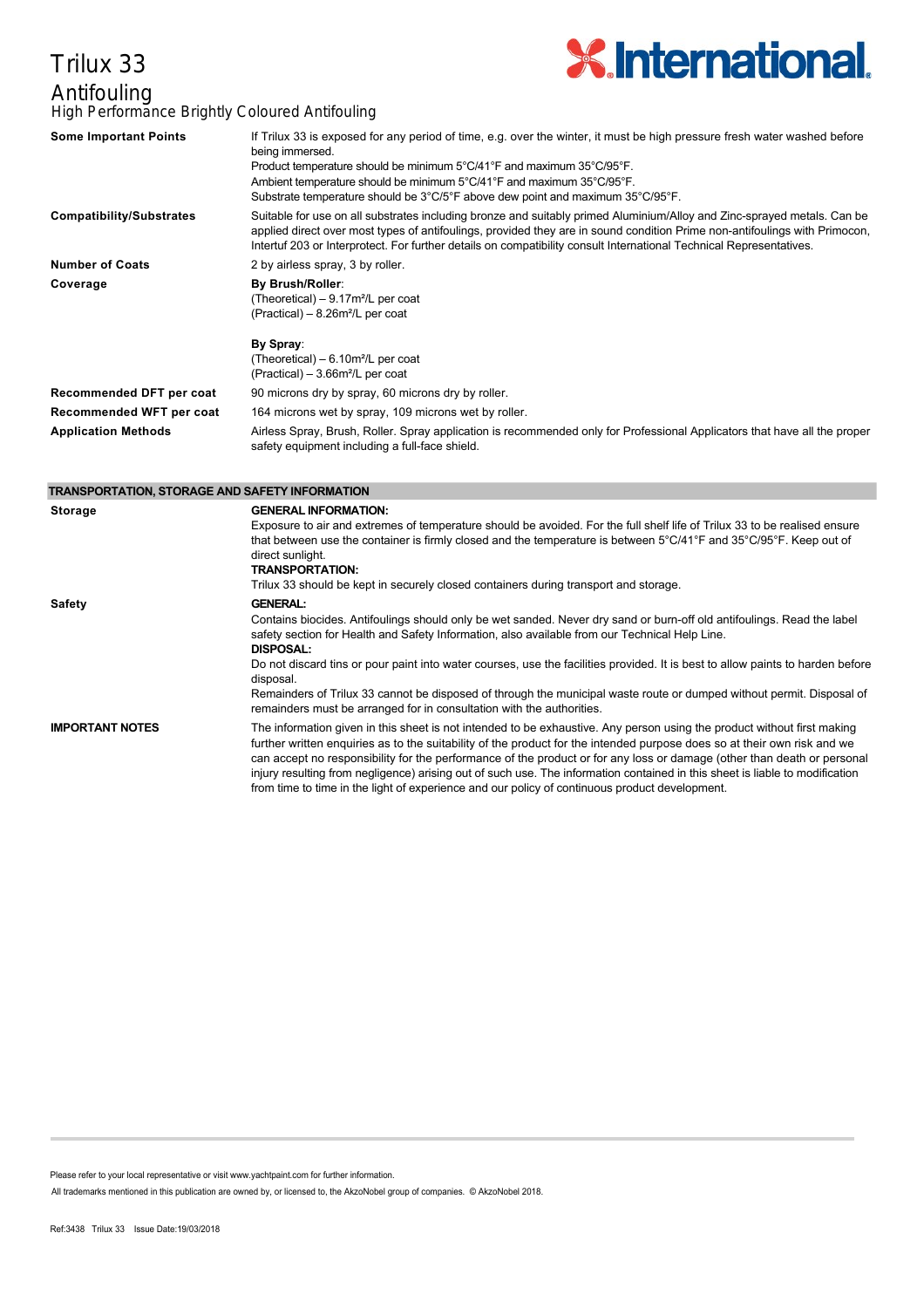# Trilux 33

## Antifouling

### High Performance Brightly Coloured Antifouling

| | |
|---|---|
| **Some Important Points** | If Trilux 33 is exposed for any period of time, e.g. over the winter, it must be high pressure fresh water washed before being immersed.<br>Product temperature should be minimum 5°C/41°F and maximum 35°C/95°F.<br>Ambient temperature should be minimum 5°C/41°F and maximum 35°C/95°F.<br>Substrate temperature should be 3°C/5°F above dew point and maximum 35°C/95°F. |
| **Compatibility/Substrates** | Suitable for use on all substrates including bronze and suitably primed Aluminium/Alloy and Zinc-sprayed metals. Can be applied direct over most types of antifoulings, provided they are in sound condition Prime non-antifoulings with Primocon, Intertuf 203 or Interprotect. For further details on compatibility consult International Technical Representatives. |
| **Number of Coats** | 2 by airless spray, 3 by roller. |
| **Coverage** | **By Brush/Roller**:<br>(Theoretical) – 9.17m²/L per coat<br>(Practical) – 8.26m²/L per coat<br><br>**By Spray**:<br>(Theoretical) – 6.10m²/L per coat<br>(Practical) – 3.66m²/L per coat |
| **Recommended DFT per coat** | 90 microns dry by spray, 60 microns dry by roller. |
| **Recommended WFT per coat** | 164 microns wet by spray, 109 microns wet by roller. |
| **Application Methods** | Airless Spray, Brush, Roller. Spray application is recommended only for Professional Applicators that have all the proper safety equipment including a full-face shield. |

## TRANSPORTATION, STORAGE AND SAFETY INFORMATION

| | |
|---|---|
| **Storage** | **GENERAL INFORMATION:**<br>Exposure to air and extremes of temperature should be avoided. For the full shelf life of Trilux 33 to be realised ensure that between use the container is firmly closed and the temperature is between 5°C/41°F and 35°C/95°F. Keep out of direct sunlight.<br>**TRANSPORTATION:**<br>Trilux 33 should be kept in securely closed containers during transport and storage. |
| **Safety** | **GENERAL:**<br>Contains biocides. Antifoulings should only be wet sanded. Never dry sand or burn-off old antifoulings. Read the label safety section for Health and Safety Information, also available from our Technical Help Line.<br>**DISPOSAL:**<br>Do not discard tins or pour paint into water courses, use the facilities provided. It is best to allow paints to harden before disposal.<br>Remainders of Trilux 33 cannot be disposed of through the municipal waste route or dumped without permit. Disposal of remainders must be arranged for in consultation with the authorities. |
| **IMPORTANT NOTES** | The information given in this sheet is not intended to be exhaustive. Any person using the product without first making further written enquiries as to the suitability of the product for the intended purpose does so at their own risk and we can accept no responsibility for the performance of the product or for any loss or damage (other than death or personal injury resulting from negligence) arising out of such use. The information contained in this sheet is liable to modification from time to time in the light of experience and our policy of continuous product development. |

Please refer to your local representative or visit www.yachtpaint.com for further information.

All trademarks mentioned in this publication are owned by, or licensed to, the AkzoNobel group of companies. © AkzoNobel 2018.

Ref:3438 Trilux 33 Issue Date:19/03/2018